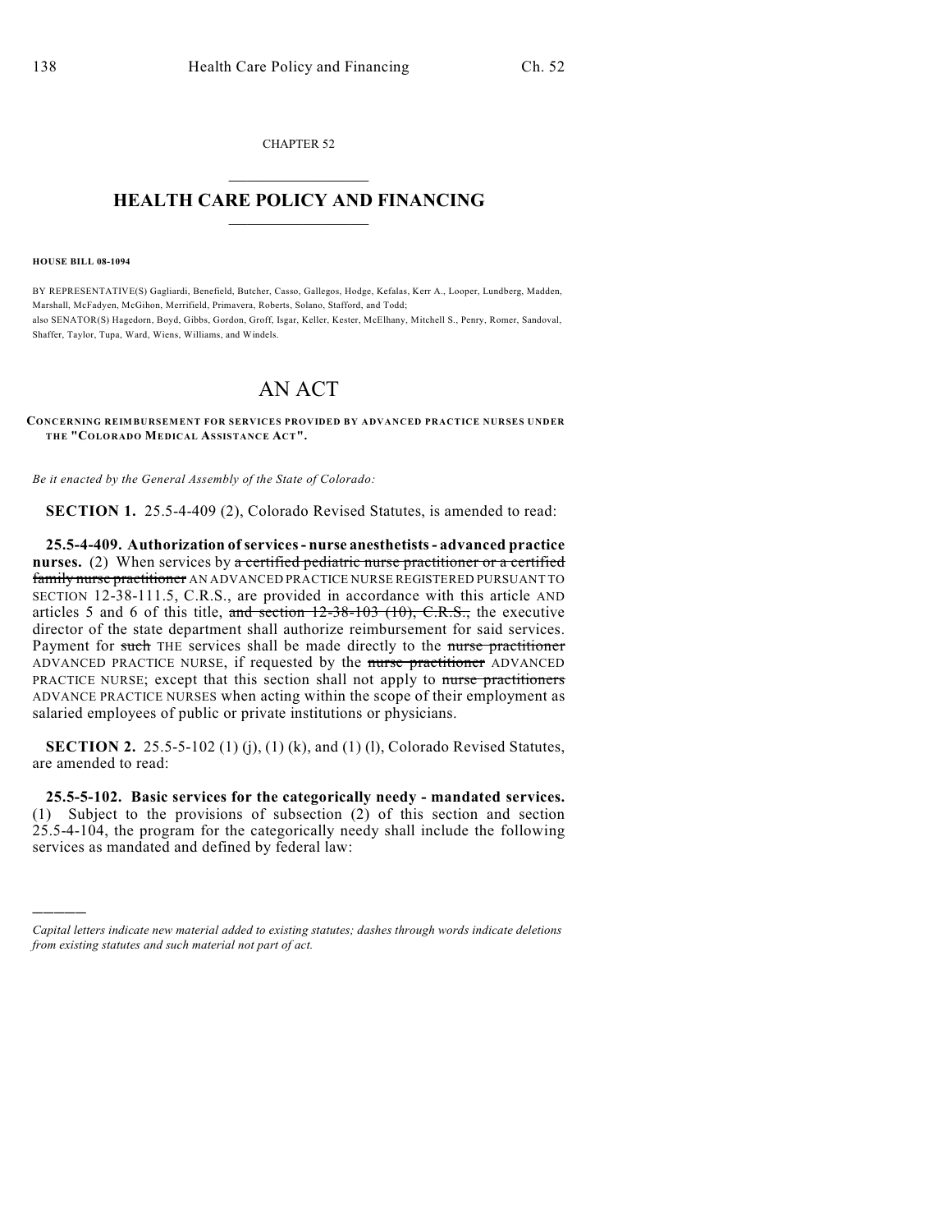CHAPTER 52

# HEALTH CARE POLICY AND FINANCING

**HOUSE BILL 08-1094**

BY REPRESENTATIVE(S) Gagliardi, Benefield, Butcher, Casso, Gallegos, Hodge, Kefalas, Kerr A., Looper, Lundberg, Madden, Marshall, McFadyen, McGihon, Merrifield, Primavera, Roberts, Solano, Stafford, and Todd;
also SENATOR(S) Hagedorn, Boyd, Gibbs, Gordon, Groff, Isgar, Keller, Kester, McElhany, Mitchell S., Penry, Romer, Sandoval, Shaffer, Taylor, Tupa, Ward, Wiens, Williams, and Windels.

# AN ACT

**CONCERNING REIMBURSEMENT FOR SERVICES PROVIDED BY ADVANCED PRACTICE NURSES UNDER THE "COLORADO MEDICAL ASSISTANCE ACT".**

*Be it enacted by the General Assembly of the State of Colorado:*

**SECTION 1.** 25.5-4-409 (2), Colorado Revised Statutes, is amended to read:

**25.5-4-409. Authorization of services - nurse anesthetists - advanced practice nurses.** (2) When services by ~~a certified pediatric nurse practitioner or a certified family nurse practitioner~~ AN ADVANCED PRACTICE NURSE REGISTERED PURSUANT TO SECTION 12-38-111.5, C.R.S., are provided in accordance with this article AND articles 5 and 6 of this title, ~~and section 12-38-103 (10), C.R.S.,~~ the executive director of the state department shall authorize reimbursement for said services. Payment for ~~such~~ THE services shall be made directly to the ~~nurse practitioner~~ ADVANCED PRACTICE NURSE, if requested by the ~~nurse practitioner~~ ADVANCED PRACTICE NURSE; except that this section shall not apply to ~~nurse practitioners~~ ADVANCE PRACTICE NURSES when acting within the scope of their employment as salaried employees of public or private institutions or physicians.

**SECTION 2.** 25.5-5-102 (1) (j), (1) (k), and (1) (l), Colorado Revised Statutes, are amended to read:

**25.5-5-102. Basic services for the categorically needy - mandated services.** (1) Subject to the provisions of subsection (2) of this section and section 25.5-4-104, the program for the categorically needy shall include the following services as mandated and defined by federal law:

---

*Capital letters indicate new material added to existing statutes; dashes through words indicate deletions from existing statutes and such material not part of act.*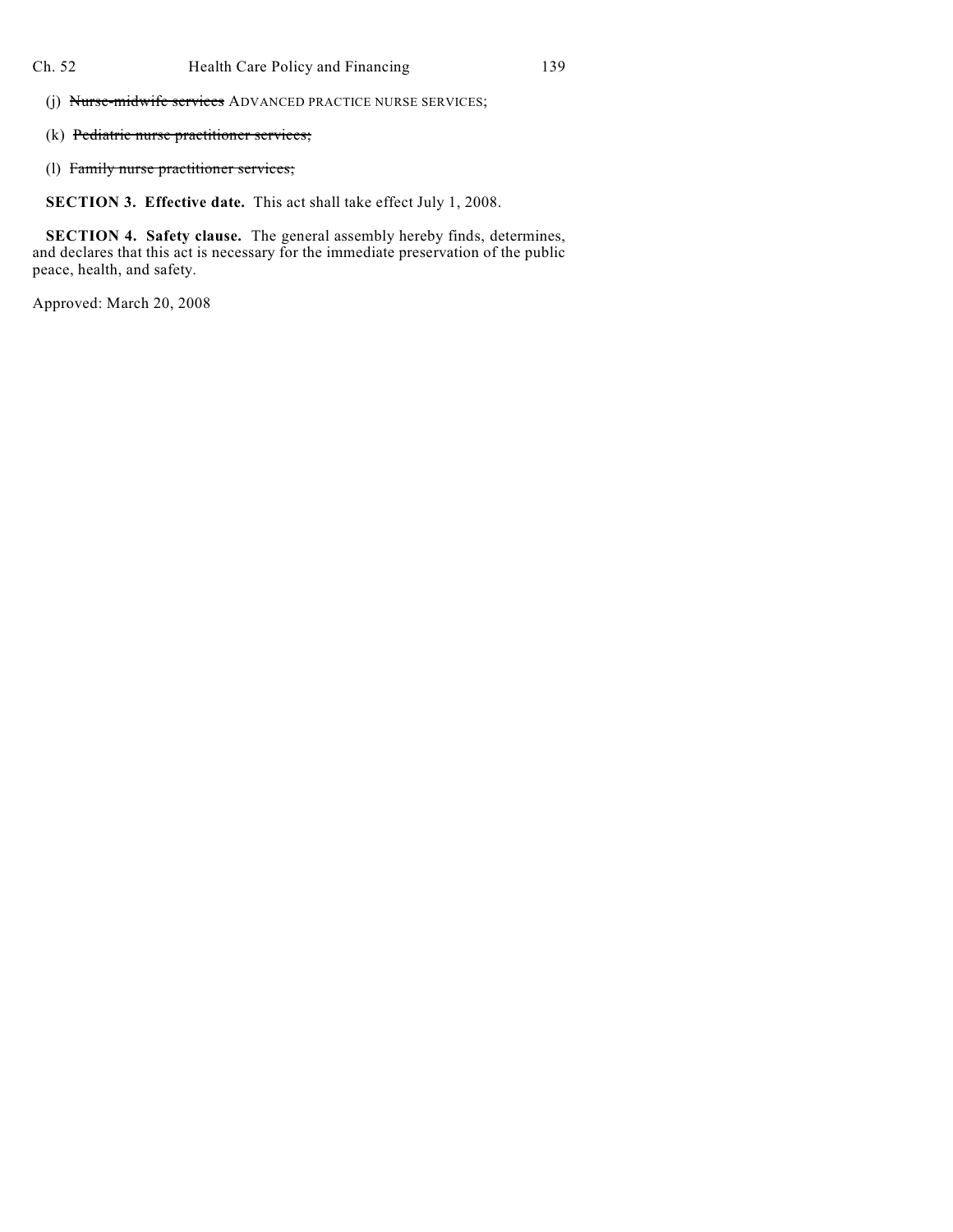(j) ~~Nurse-midwife services~~ ADVANCED PRACTICE NURSE SERVICES;

(k) ~~Pediatric nurse practitioner services;~~

(l) ~~Family nurse practitioner services;~~

**SECTION 3. Effective date.** This act shall take effect July 1, 2008.

**SECTION 4. Safety clause.** The general assembly hereby finds, determines, and declares that this act is necessary for the immediate preservation of the public peace, health, and safety.

Approved: March 20, 2008